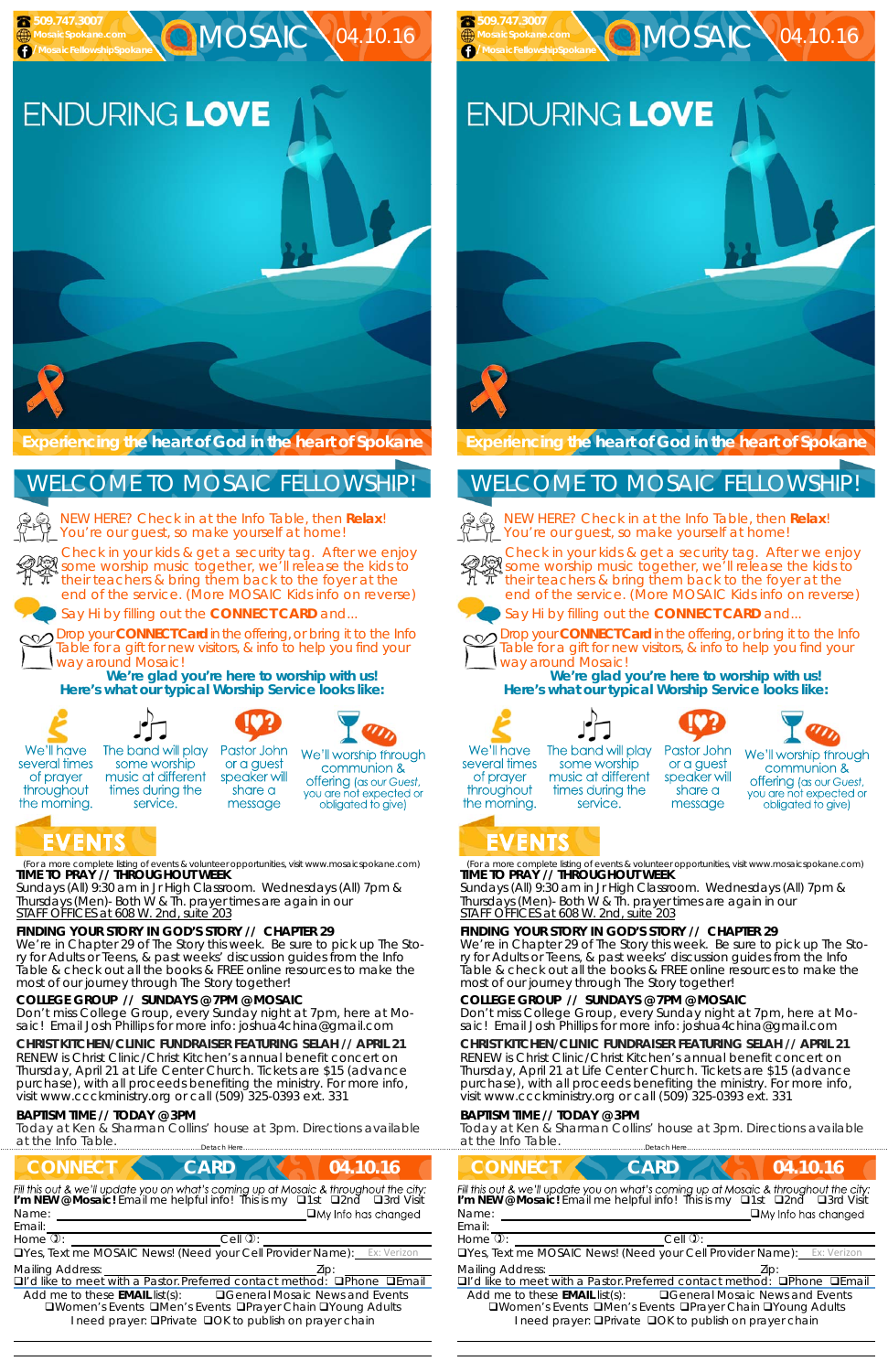509.747.3007
MosaicSpokane.com
/MosaicFellowshipSpokane

# MOSAIC 04.10.16

# ENDURING LOVE

**Experiencing the heart of God in the heart of Spokane**

## WELCOME TO MOSAIC FELLOWSHIP!

NEW HERE? Check in at the Info Table, then **Relax**! You're our guest, so make yourself at home!

Check in your kids & get a security tag. After we enjoy some worship music together, we'll release the kids to their teachers & bring them back to the foyer at the end of the service. (More MOSAIC Kids info on reverse)

Say Hi by filling out the **CONNECT CARD** and...

Drop your **CONNECT Card** in the offering, or bring it to the Info Table for a gift for new visitors, & info to help you find your way around Mosaic!

**We're glad you're here to worship with us!**
**Here's what our typical Worship Service looks like:**

We'll have several times of prayer throughout the morning.

The band will play some worship music at different times during the service.

Pastor John or a guest speaker will share a message

We'll worship through communion & offering (as our Guest, you are not expected or obligated to give)

## EVENTS

(For a more complete listing of events & volunteer opportunities, visit www.mosaicspokane.com)

**TIME TO PRAY // THROUGHOUT WEEK**
Sundays (All) 9:30 am in Jr High Classroom. Wednesdays (All) 7pm & Thursdays (Men)- Both W & Th. prayer times are again in our STAFF OFFICES at 608 W. 2nd, suite 203

**FINDING YOUR STORY IN GOD'S STORY // CHAPTER 29**
We're in Chapter 29 of The Story this week. Be sure to pick up The Story for Adults or Teens, & past weeks' discussion guides from the Info Table & check out all the books & FREE online resources to make the most of our journey through The Story together!

**COLLEGE GROUP // SUNDAYS @ 7PM @ MOSAIC**
Don't miss College Group, every Sunday night at 7pm, here at Mosaic! Email Josh Phillips for more info: joshua4china@gmail.com

**CHRIST KITCHEN/CLINIC FUNDRAISER FEATURING SELAH // APRIL 21**
RENEW is Christ Clinic/Christ Kitchen's annual benefit concert on Thursday, April 21 at Life Center Church. Tickets are $15 (advance purchase), with all proceeds benefiting the ministry. For more info, visit www.ccckministry.org or call (509) 325-0393 ext. 331

**BAPTISM TIME // TODAY @ 3PM**
Today at Ken & Sharman Collins' house at 3pm. Directions available at the Info Table.

Detach Here

## CONNECT CARD 04.10.16

*Fill this out & we'll update you on what's coming up at Mosaic & throughout the city:*
**I'm NEW @ Mosaic!** Email me helpful info! This is my ❑1st ❑2nd ❑3rd Visit

Name: ______________________ ❑My Info has changed

Email: ______________________

Home ✆: ____________ Cell ✆: ____________

❑Yes, Text me MOSAIC News! (Need your Cell Provider Name): Ex: Verizon

Mailing Address: ______________ Zip: ______

❑I'd like to meet with a Pastor. Preferred contact method: ❑Phone ❑Email

Add me to these **EMAIL** list(s): ❑General Mosaic News and Events ❑Women's Events ❑Men's Events ❑Prayer Chain ❑Young Adults

I need prayer: ❑Private ❑OK to publish on prayer chain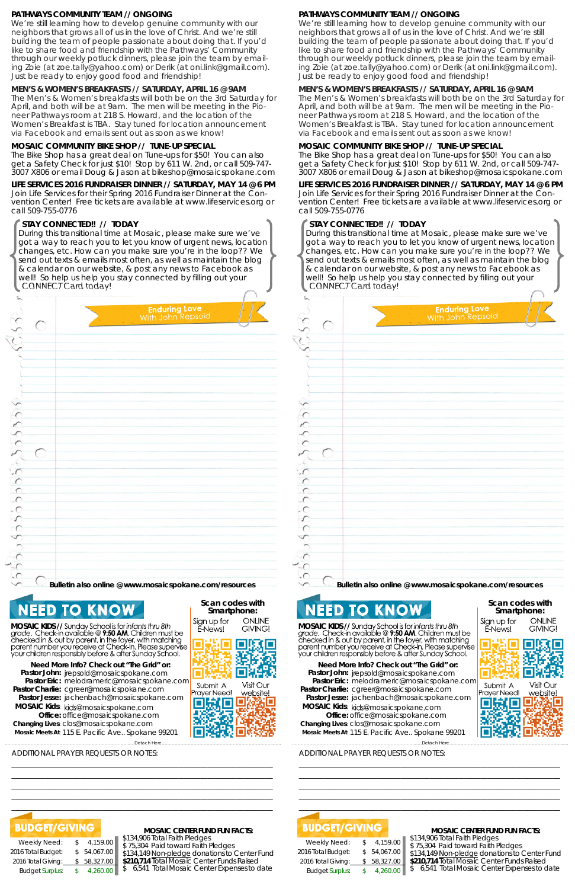**PATHWAYS COMMUNITY TEAM // ONGOING**
We're still learning how to develop genuine community with our neighbors that grows all of us in the love of Christ. And we're still building the team of people passionate about doing that. If you'd like to share food and friendship with the Pathways' Community through our weekly potluck dinners, please join the team by emailing Zoie (at zoe.tally@yahoo.com) or Derik (at oni.link@gmail.com). Just be ready to enjoy good food and friendship!

**MEN'S & WOMEN'S BREAKFASTS // SATURDAY, APRIL 16 @ 9AM**
The Men's & Women's breakfasts will both be on the 3rd Saturday for April, and both will be at 9am. The men will be meeting in the Pioneer Pathways room at 218 S. Howard, and the location of the Women's Breakfast is TBA. Stay tuned for location announcement via Facebook and emails sent out as soon as we know!

**MOSAIC COMMUNITY BIKE SHOP // TUNE-UP SPECIAL**
The Bike Shop has a great deal on Tune-ups for $50! You can also get a Safety Check for just $10! Stop by 611 W. 2nd, or call 509-747-3007 X806 or email Doug & Jason at bikeshop@mosaicspokane.com

**LIFE SERVICES 2016 FUNDRAISER DINNER // SATURDAY, MAY 14 @ 6 PM**
Join Life Services for their Spring 2016 Fundraiser Dinner at the Convention Center! Free tickets are available at www.lifeservices.org or call 509-755-0776

**STAY CONNECTED!! // TODAY**
During this transitional time at Mosaic, please make sure we've got a way to reach you to let you know of urgent news, location changes, etc. How can you make sure you're in the loop?? We send out texts & emails most often, as well as maintain the blog & calendar on our website, & post any news to Facebook as well! So help us help you stay connected by filling out your CONNECT Card today!

**Enduring Love**
With John Repsold

**Bulletin also online @www.mosaicspokane.com/resources**

## NEED TO KNOW

**MOSAIC KIDS** // Sunday School is for *infants thru 8th grade*. Check-in available @ **9:50 AM**. Children must be checked in & out by parent, in the foyer, with matching parent number you receive at Check-In. Please supervise your children responsibly before & after Sunday School.

**Need More Info? Check out "The Grid" or:**

**Pastor John:** jrepsold@mosaicspokane.com
**Pastor Eric:** melodrameric@mosaicspokane.com
**Pastor Charlie:** cgreer@mosaicspokane.com
**Pastor Jesse:** jachenbach@mosaicspokane.com
**MOSAIC Kids:** kids@mosaicspokane.com
**Office:** office@mosaicspokane.com
**Changing Lives:** clos@mosaicspokane.com
**Mosaic Meets At:** 115 E. Pacific Ave.. Spokane 99201

**Scan codes with Smartphone:**
Sign up for E-News!
ONLINE GIVING!
Submit A Prayer Need!
Visit Our website!

Detach Here

ADDITIONAL PRAYER REQUESTS OR NOTES:

## BUDGET/GIVING

| | |
|---|---|
| Weekly Need: | $ 4,159.00 |
| 2016 Total Budget: | $ 54,067.00 |
| 2016 Total Giving: | $ 58,327.00 |
| Budget Surplus: | $ 4,260.00 |

**MOSAIC CENTER FUND FUN FACTS:**
$134,906 Total Faith Pledges
$ 75,304 Paid toward Faith Pledges
$134,149 Non-pledge donations to Center Fund
**$210,714** Total Mosaic Center Funds Raised
$ 6,541 Total Mosaic Center Expenses to date